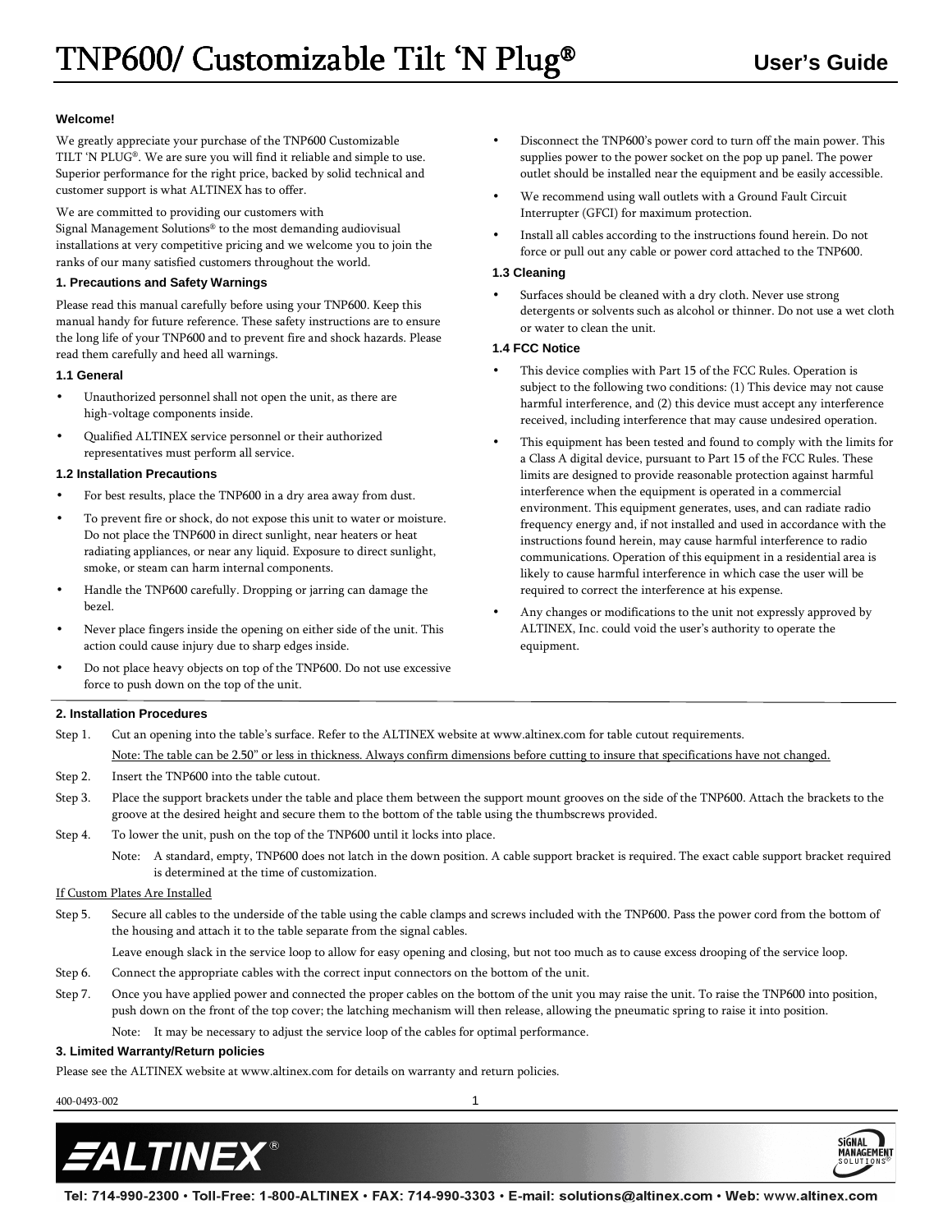# TNP600/ Customizable Tilt 'N Plug®

**User's Guide**

**Welcome!**

We greatly appreciate your purchase of the TNP600 Customizable TILT 'N PLUG®. We are sure you will find it reliable and simple to use. Superior performance for the right price, backed by solid technical and customer support is what ALTINEX has to offer.

We are committed to providing our customers with Signal Management Solutions® to the most demanding audiovisual installations at very competitive pricing and we welcome you to join the ranks of our many satisfied customers throughout the world.

## 1. Precautions and Safety Warnings

Please read this manual carefully before using your TNP600. Keep this manual handy for future reference. These safety instructions are to ensure the long life of your TNP600 and to prevent fire and shock hazards. Please read them carefully and heed all warnings.

### 1.1 General

- Unauthorized personnel shall not open the unit, as there are high-voltage components inside.
- Qualified ALTINEX service personnel or their authorized representatives must perform all service.

### 1.2 Installation Precautions

- For best results, place the TNP600 in a dry area away from dust.
- To prevent fire or shock, do not expose this unit to water or moisture. Do not place the TNP600 in direct sunlight, near heaters or heat radiating appliances, or near any liquid. Exposure to direct sunlight, smoke, or steam can harm internal components.
- Handle the TNP600 carefully. Dropping or jarring can damage the bezel.
- Never place fingers inside the opening on either side of the unit. This action could cause injury due to sharp edges inside.
- Do not place heavy objects on top of the TNP600. Do not use excessive force to push down on the top of the unit.
- Disconnect the TNP600's power cord to turn off the main power. This supplies power to the power socket on the pop up panel. The power outlet should be installed near the equipment and be easily accessible.
- We recommend using wall outlets with a Ground Fault Circuit Interrupter (GFCI) for maximum protection.
- Install all cables according to the instructions found herein. Do not force or pull out any cable or power cord attached to the TNP600.

### 1.3 Cleaning

- Surfaces should be cleaned with a dry cloth. Never use strong detergents or solvents such as alcohol or thinner. Do not use a wet cloth or water to clean the unit.

### 1.4 FCC Notice

- This device complies with Part 15 of the FCC Rules. Operation is subject to the following two conditions: (1) This device may not cause harmful interference, and (2) this device must accept any interference received, including interference that may cause undesired operation.
- This equipment has been tested and found to comply with the limits for a Class A digital device, pursuant to Part 15 of the FCC Rules. These limits are designed to provide reasonable protection against harmful interference when the equipment is operated in a commercial environment. This equipment generates, uses, and can radiate radio frequency energy and, if not installed and used in accordance with the instructions found herein, may cause harmful interference to radio communications. Operation of this equipment in a residential area is likely to cause harmful interference in which case the user will be required to correct the interference at his expense.
- Any changes or modifications to the unit not expressly approved by ALTINEX, Inc. could void the user's authority to operate the equipment.

## 2. Installation Procedures

Step 1. Cut an opening into the table's surface. Refer to the ALTINEX website at www.altinex.com for table cutout requirements.

Note: The table can be 2.50" or less in thickness. Always confirm dimensions before cutting to insure that specifications have not changed.

Step 2. Insert the TNP600 into the table cutout.

Step 3. Place the support brackets under the table and place them between the support mount grooves on the side of the TNP600. Attach the brackets to the groove at the desired height and secure them to the bottom of the table using the thumbscrews provided.

Step 4. To lower the unit, push on the top of the TNP600 until it locks into place.

Note: A standard, empty, TNP600 does not latch in the down position. A cable support bracket is required. The exact cable support bracket required is determined at the time of customization.

If Custom Plates Are Installed

Step 5. Secure all cables to the underside of the table using the cable clamps and screws included with the TNP600. Pass the power cord from the bottom of the housing and attach it to the table separate from the signal cables.

Leave enough slack in the service loop to allow for easy opening and closing, but not too much as to cause excess drooping of the service loop.

Step 6. Connect the appropriate cables with the correct input connectors on the bottom of the unit.

Step 7. Once you have applied power and connected the proper cables on the bottom of the unit you may raise the unit. To raise the TNP600 into position, push down on the front of the top cover; the latching mechanism will then release, allowing the pneumatic spring to raise it into position.

Note: It may be necessary to adjust the service loop of the cables for optimal performance.

## 3. Limited Warranty/Return policies

Please see the ALTINEX website at www.altinex.com for details on warranty and return policies.

400-0493-002

ALTINEX® — SIGNAL MANAGEMENT SOLUTIONS®

Tel: 714-990-2300 • Toll-Free: 1-800-ALTINEX • FAX: 714-990-3303 • E-mail: solutions@altinex.com • Web: www.altinex.com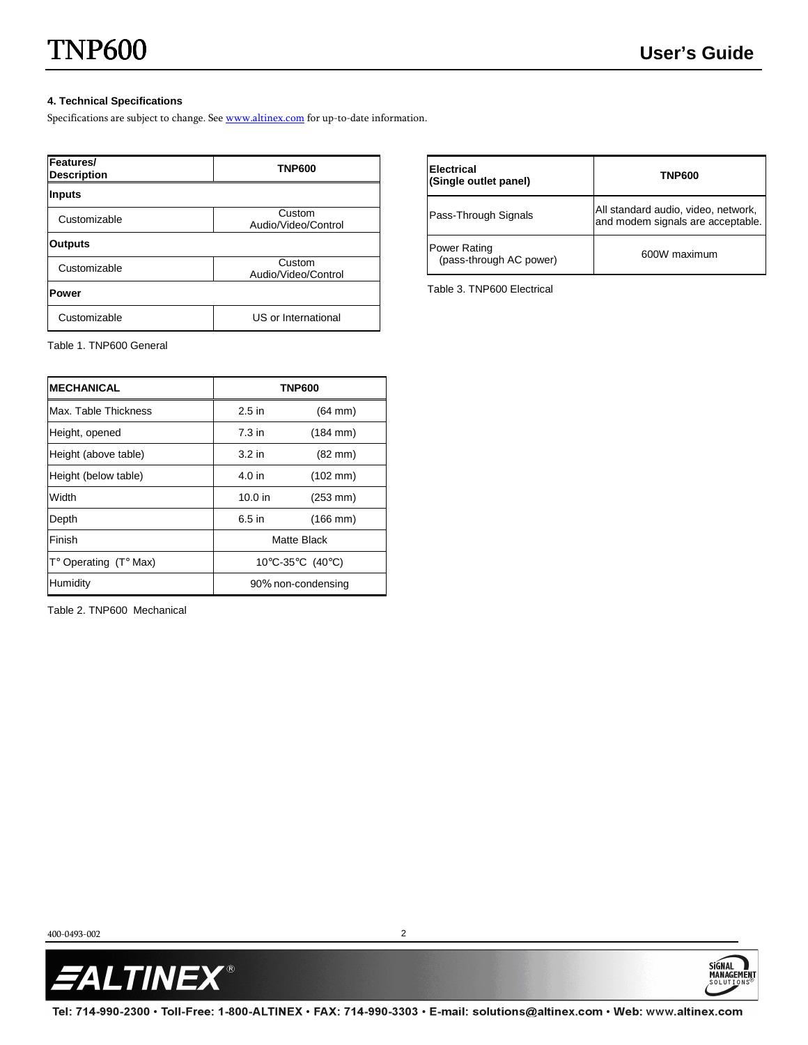#### 4. Technical Specifications

Specifications are subject to change. See www.altinex.com for up-to-date information.

| Features/ Description | TNP600 |
|---|---|
| **Inputs** | |
| Customizable | Custom Audio/Video/Control |
| **Outputs** | |
| Customizable | Custom Audio/Video/Control |
| **Power** | |
| Customizable | US or International |

Table 1. TNP600 General

| MECHANICAL | TNP600 | |
|---|---|---|
| Max. Table Thickness | 2.5 in | (64 mm) |
| Height, opened | 7.3 in | (184 mm) |
| Height (above table) | 3.2 in | (82 mm) |
| Height (below table) | 4.0 in | (102 mm) |
| Width | 10.0 in | (253 mm) |
| Depth | 6.5 in | (166 mm) |
| Finish | Matte Black | |
| T° Operating (T° Max) | 10℃-35℃ (40℃) | |
| Humidity | 90% non-condensing | |

Table 2. TNP600 Mechanical

| Electrical (Single outlet panel) | TNP600 |
|---|---|
| Pass-Through Signals | All standard audio, video, network, and modem signals are acceptable. |
| Power Rating (pass-through AC power) | 600W maximum |

Table 3. TNP600 Electrical

400-0493-002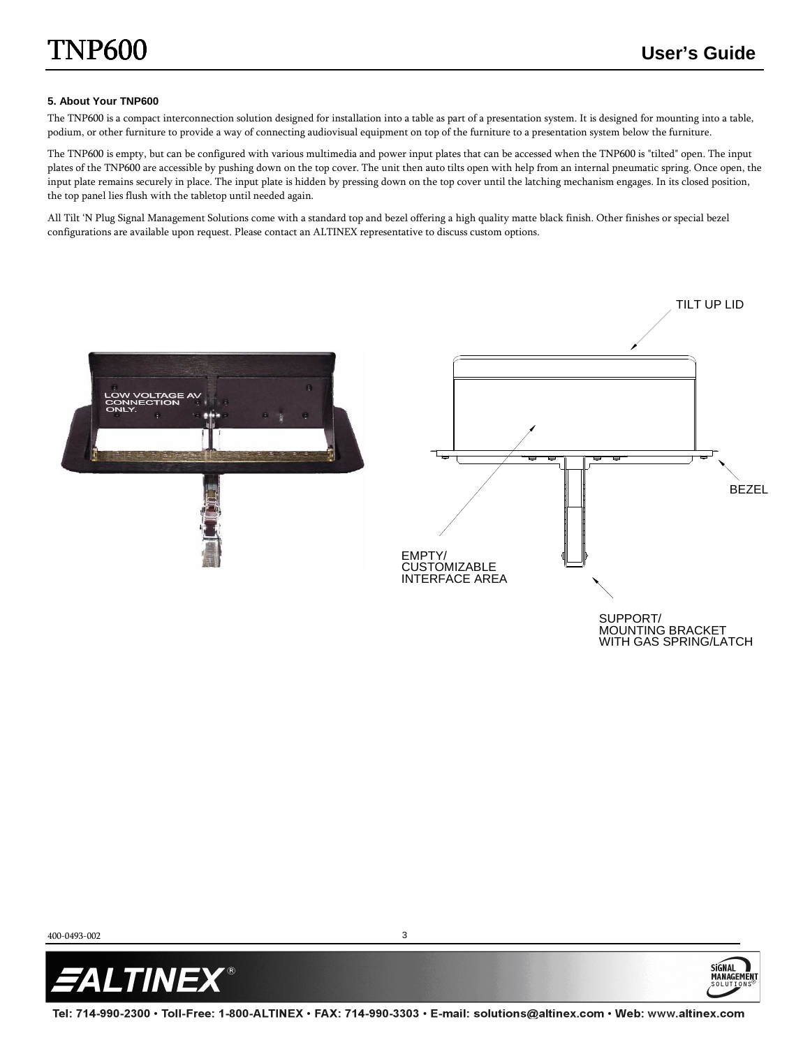## 5. About Your TNP600

The TNP600 is a compact interconnection solution designed for installation into a table as part of a presentation system. It is designed for mounting into a table, podium, or other furniture to provide a way of connecting audiovisual equipment on top of the furniture to a presentation system below the furniture.

The TNP600 is empty, but can be configured with various multimedia and power input plates that can be accessed when the TNP600 is "tilted" open. The input plates of the TNP600 are accessible by pushing down on the top cover. The unit then auto tilts open with help from an internal pneumatic spring. Once open, the input plate remains securely in place. The input plate is hidden by pressing down on the top cover until the latching mechanism engages. In its closed position, the top panel lies flush with the tabletop until needed again.

All Tilt 'N Plug Signal Management Solutions come with a standard top and bezel offering a high quality matte black finish. Other finishes or special bezel configurations are available upon request. Please contact an ALTINEX representative to discuss custom options.

LOW VOLTAGE AV CONNECTION ONLY.

TILT UP LID

BEZEL

EMPTY/ CUSTOMIZABLE INTERFACE AREA

SUPPORT/ MOUNTING BRACKET WITH GAS SPRING/LATCH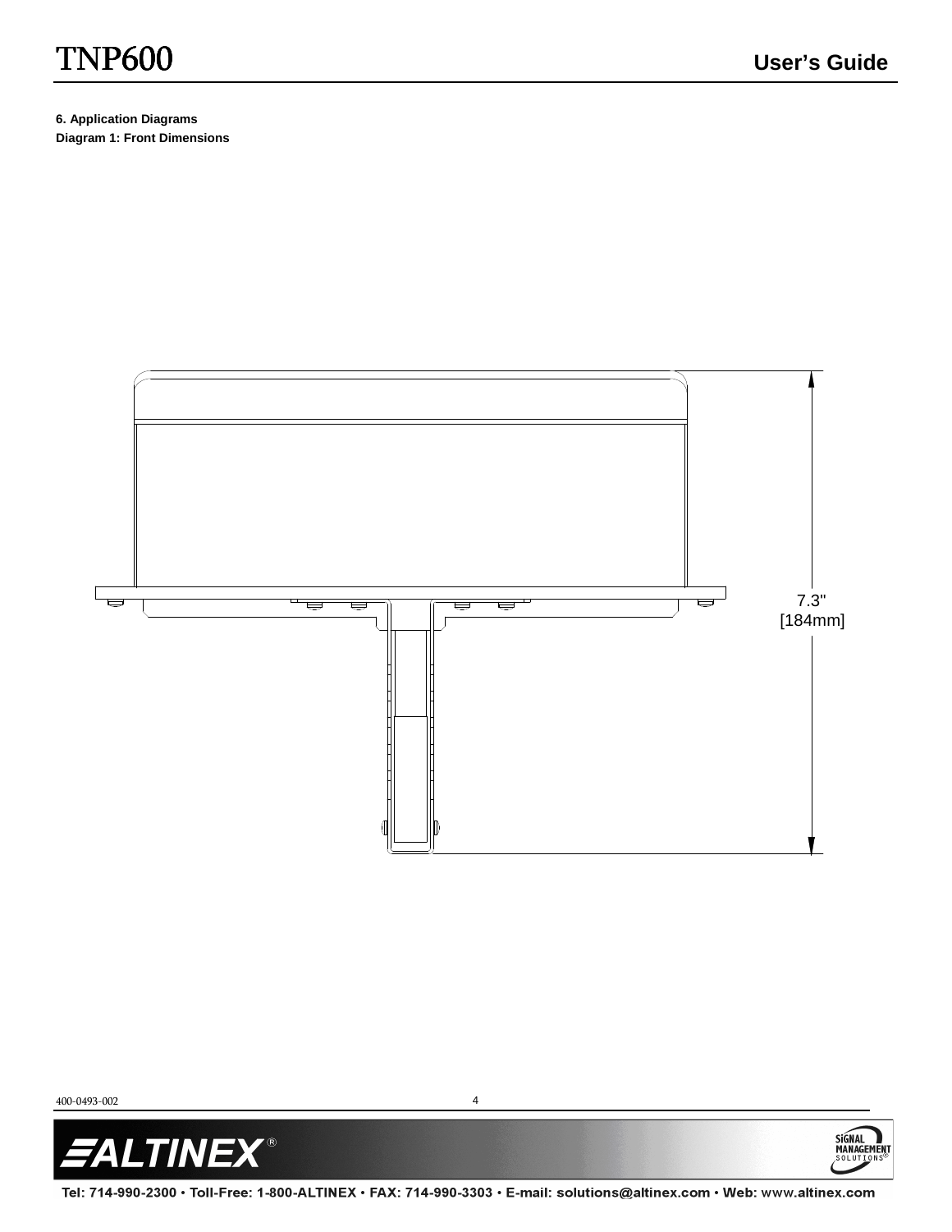**6. Application Diagrams**

**Diagram 1: Front Dimensions**

7.3"
[184mm]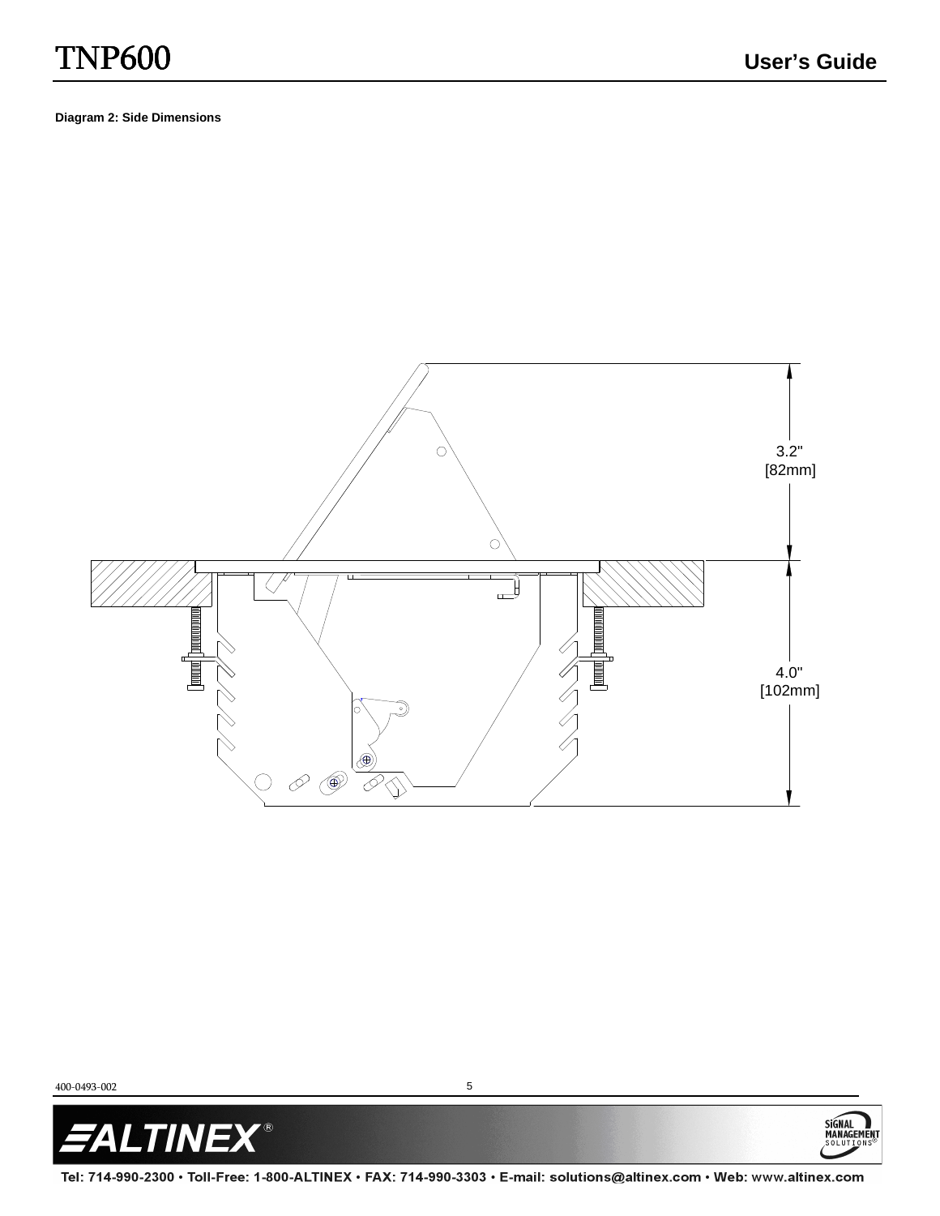**Diagram 2: Side Dimensions**

3.2"
[82mm]

4.0"
[102mm]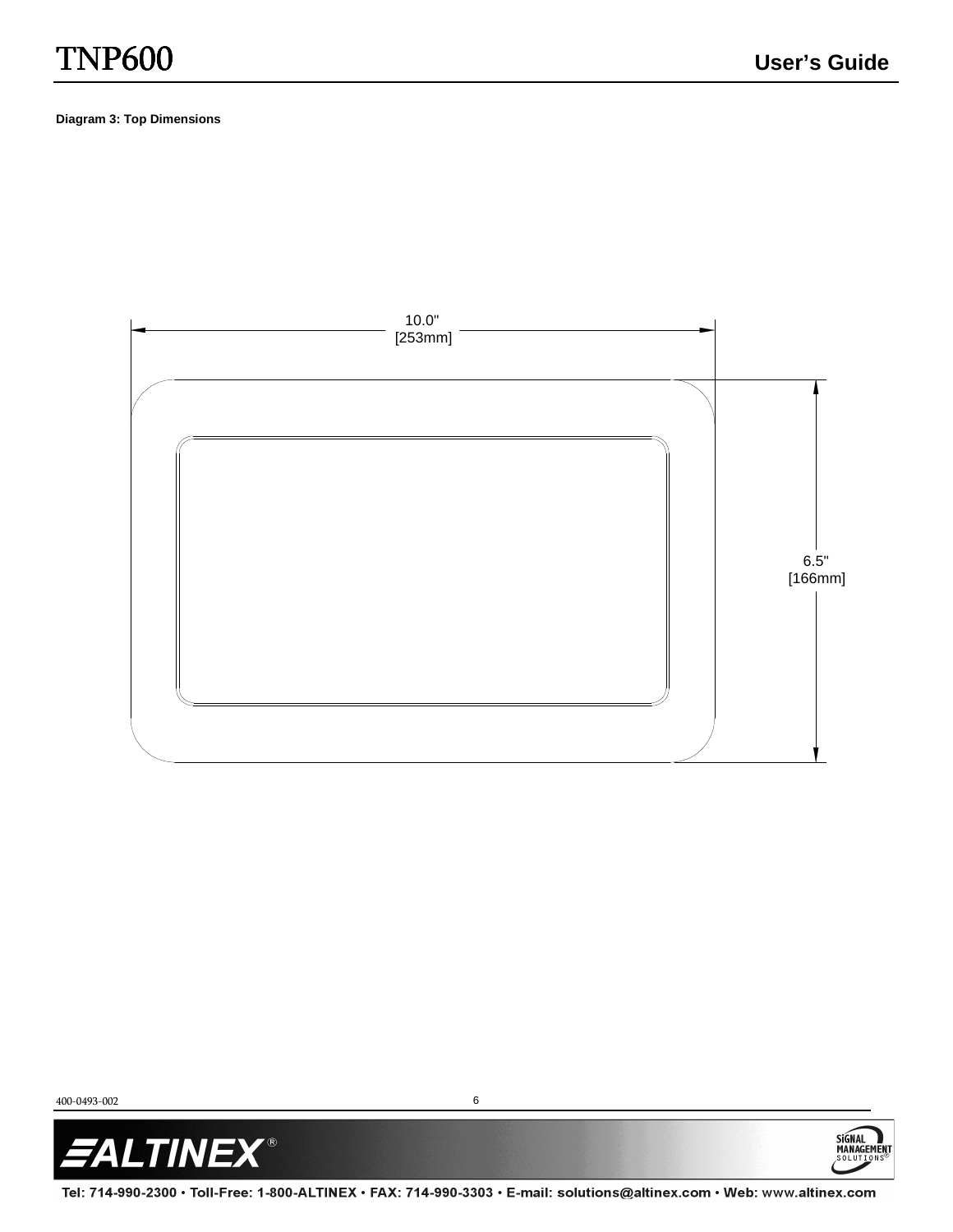**Diagram 3: Top Dimensions**

10.0"
[253mm]

6.5"
[166mm]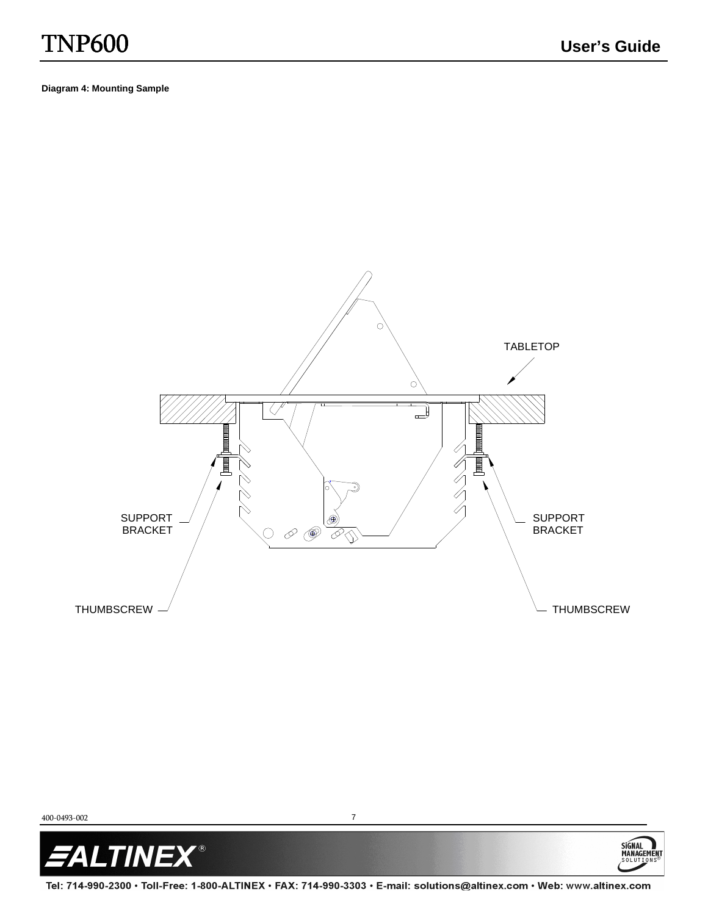**Diagram 4: Mounting Sample**

TABLETOP

SUPPORT BRACKET

SUPPORT BRACKET

THUMBSCREW

THUMBSCREW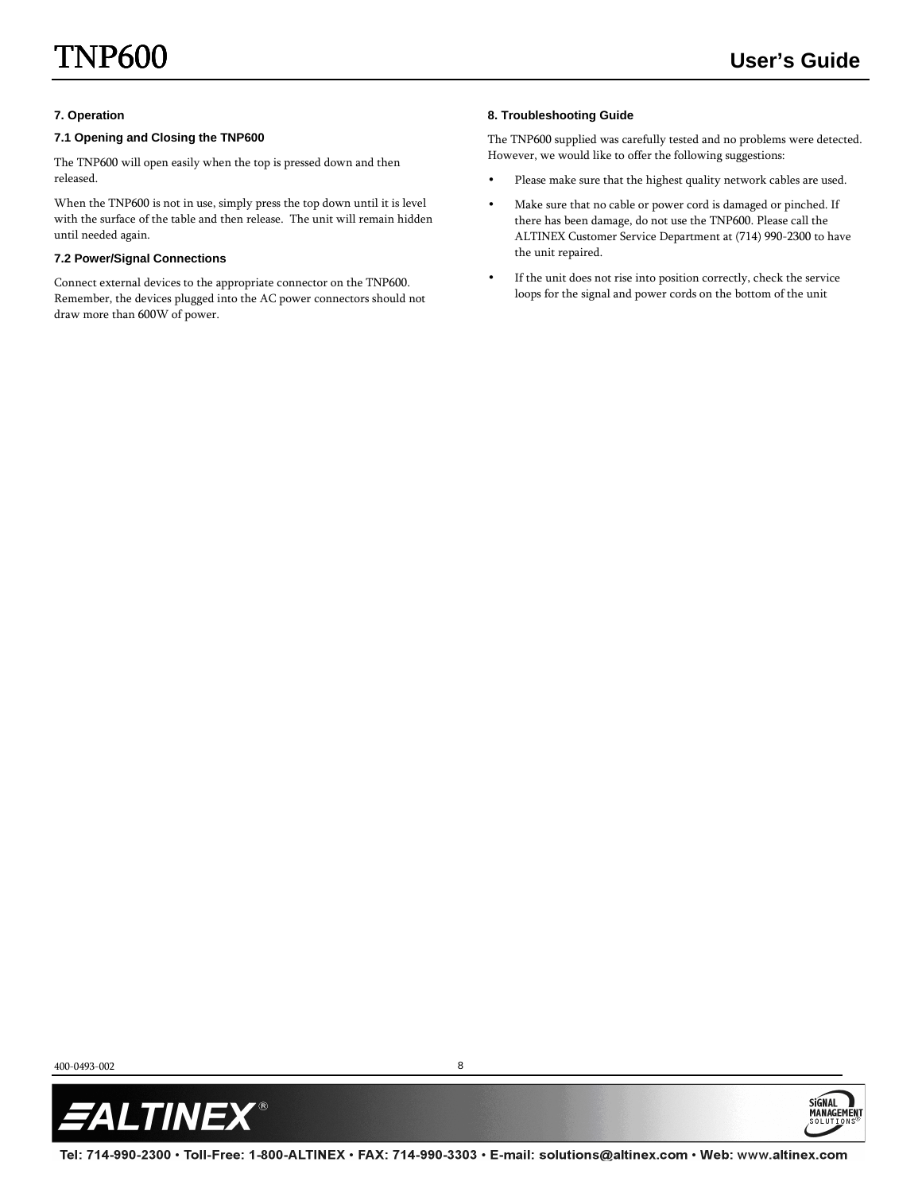## 7. Operation

### 7.1 Opening and Closing the TNP600

The TNP600 will open easily when the top is pressed down and then released.

When the TNP600 is not in use, simply press the top down until it is level with the surface of the table and then release. The unit will remain hidden until needed again.

### 7.2 Power/Signal Connections

Connect external devices to the appropriate connector on the TNP600. Remember, the devices plugged into the AC power connectors should not draw more than 600W of power.

## 8. Troubleshooting Guide

The TNP600 supplied was carefully tested and no problems were detected. However, we would like to offer the following suggestions:

- Please make sure that the highest quality network cables are used.
- Make sure that no cable or power cord is damaged or pinched. If there has been damage, do not use the TNP600. Please call the ALTINEX Customer Service Department at (714) 990-2300 to have the unit repaired.
- If the unit does not rise into position correctly, check the service loops for the signal and power cords on the bottom of the unit